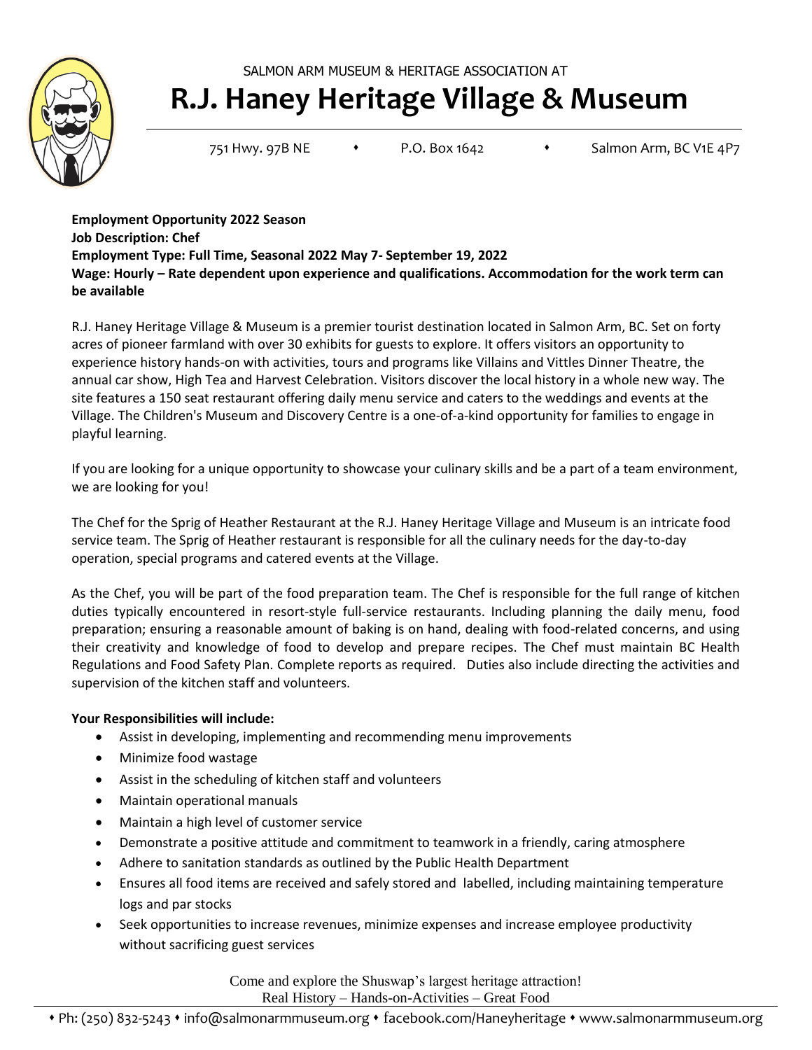SALMON ARM MUSEUM & HERITAGE ASSOCIATION AT

# R.J. Haney Heritage Village & Museum

751 Hwy. 97B NE ⬩ P.O. Box 1642 ⬩ Salmon Arm, BC V1E 4P7

**Employment Opportunity 2022 Season**
**Job Description: Chef**
**Employment Type: Full Time, Seasonal 2022 May 7- September 19, 2022**
**Wage: Hourly – Rate dependent upon experience and qualifications. Accommodation for the work term can be available**

R.J. Haney Heritage Village & Museum is a premier tourist destination located in Salmon Arm, BC. Set on forty acres of pioneer farmland with over 30 exhibits for guests to explore. It offers visitors an opportunity to experience history hands-on with activities, tours and programs like Villains and Vittles Dinner Theatre, the annual car show, High Tea and Harvest Celebration. Visitors discover the local history in a whole new way. The site features a 150 seat restaurant offering daily menu service and caters to the weddings and events at the Village. The Children's Museum and Discovery Centre is a one-of-a-kind opportunity for families to engage in playful learning.

If you are looking for a unique opportunity to showcase your culinary skills and be a part of a team environment, we are looking for you!

The Chef for the Sprig of Heather Restaurant at the R.J. Haney Heritage Village and Museum is an intricate food service team. The Sprig of Heather restaurant is responsible for all the culinary needs for the day-to-day operation, special programs and catered events at the Village.

As the Chef, you will be part of the food preparation team. The Chef is responsible for the full range of kitchen duties typically encountered in resort-style full-service restaurants. Including planning the daily menu, food preparation; ensuring a reasonable amount of baking is on hand, dealing with food-related concerns, and using their creativity and knowledge of food to develop and prepare recipes. The Chef must maintain BC Health Regulations and Food Safety Plan. Complete reports as required. Duties also include directing the activities and supervision of the kitchen staff and volunteers.

**Your Responsibilities will include:**

- Assist in developing, implementing and recommending menu improvements
- Minimize food wastage
- Assist in the scheduling of kitchen staff and volunteers
- Maintain operational manuals
- Maintain a high level of customer service
- Demonstrate a positive attitude and commitment to teamwork in a friendly, caring atmosphere
- Adhere to sanitation standards as outlined by the Public Health Department
- Ensures all food items are received and safely stored and labelled, including maintaining temperature logs and par stocks
- Seek opportunities to increase revenues, minimize expenses and increase employee productivity without sacrificing guest services

Come and explore the Shuswap's largest heritage attraction!
Real History – Hands-on-Activities – Great Food

⬩ Ph: (250) 832-5243 ⬩ info@salmonarmmuseum.org ⬩ facebook.com/Haneyheritage ⬩ www.salmonarmmuseum.org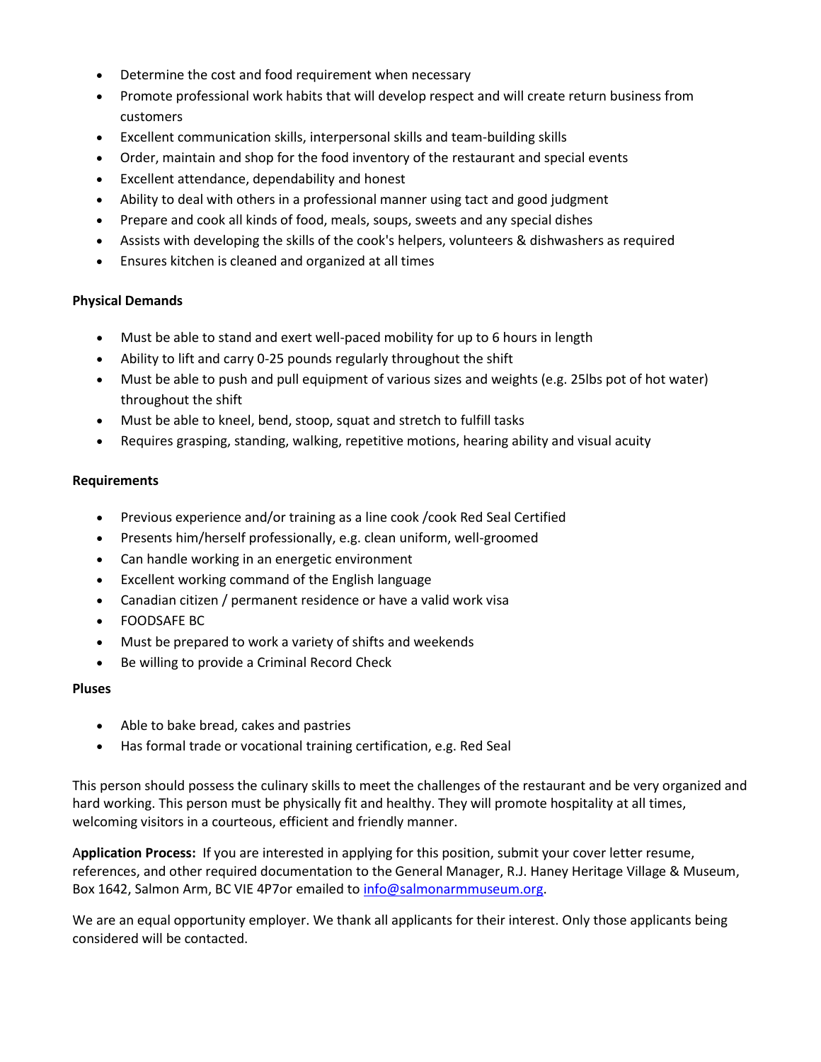- Determine the cost and food requirement when necessary
- Promote professional work habits that will develop respect and will create return business from customers
- Excellent communication skills, interpersonal skills and team-building skills
- Order, maintain and shop for the food inventory of the restaurant and special events
- Excellent attendance, dependability and honest
- Ability to deal with others in a professional manner using tact and good judgment
- Prepare and cook all kinds of food, meals, soups, sweets and any special dishes
- Assists with developing the skills of the cook's helpers, volunteers & dishwashers as required
- Ensures kitchen is cleaned and organized at all times

**Physical Demands**

- Must be able to stand and exert well-paced mobility for up to 6 hours in length
- Ability to lift and carry 0-25 pounds regularly throughout the shift
- Must be able to push and pull equipment of various sizes and weights (e.g. 25lbs pot of hot water) throughout the shift
- Must be able to kneel, bend, stoop, squat and stretch to fulfill tasks
- Requires grasping, standing, walking, repetitive motions, hearing ability and visual acuity

**Requirements**

- Previous experience and/or training as a line cook /cook Red Seal Certified
- Presents him/herself professionally, e.g. clean uniform, well-groomed
- Can handle working in an energetic environment
- Excellent working command of the English language
- Canadian citizen / permanent residence or have a valid work visa
- FOODSAFE BC
- Must be prepared to work a variety of shifts and weekends
- Be willing to provide a Criminal Record Check

**Pluses**

- Able to bake bread, cakes and pastries
- Has formal trade or vocational training certification, e.g. Red Seal

This person should possess the culinary skills to meet the challenges of the restaurant and be very organized and hard working. This person must be physically fit and healthy. They will promote hospitality at all times, welcoming visitors in a courteous, efficient and friendly manner.

A**pplication Process:** If you are interested in applying for this position, submit your cover letter resume, references, and other required documentation to the General Manager, R.J. Haney Heritage Village & Museum, Box 1642, Salmon Arm, BC VIE 4P7or emailed to info@salmonarmmuseum.org.

We are an equal opportunity employer. We thank all applicants for their interest. Only those applicants being considered will be contacted.